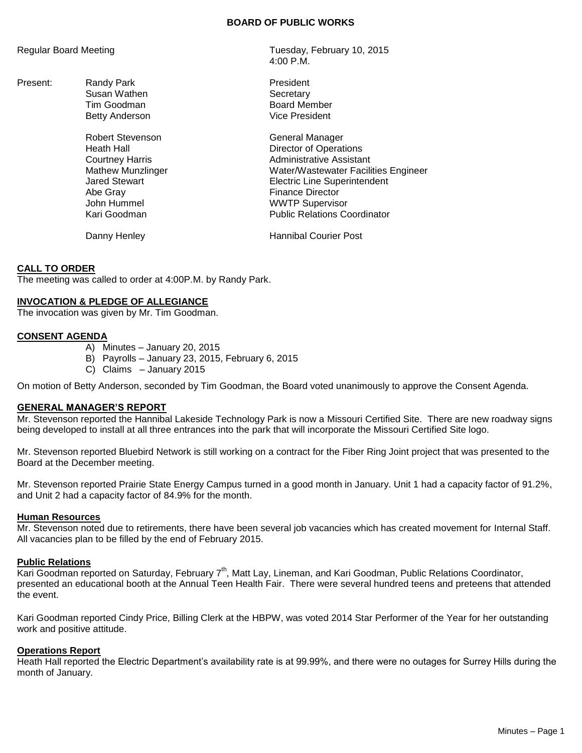# BOARD OF PUBLIC WORKS

| | | |
|---|---|---|
| Regular Board Meeting | | Tuesday, February 10, 2015 4:00 P.M. |
| Present: | Randy Park | President |
| | Susan Wathen | Secretary |
| | Tim Goodman | Board Member |
| | Betty Anderson | Vice President |
| | Robert Stevenson | General Manager |
| | Heath Hall | Director of Operations |
| | Courtney Harris | Administrative Assistant |
| | Mathew Munzlinger | Water/Wastewater Facilities Engineer |
| | Jared Stewart | Electric Line Superintendent |
| | Abe Gray | Finance Director |
| | John Hummel | WWTP Supervisor |
| | Kari Goodman | Public Relations Coordinator |
| | Danny Henley | Hannibal Courier Post |

**CALL TO ORDER**

The meeting was called to order at 4:00P.M. by Randy Park.

**INVOCATION & PLEDGE OF ALLEGIANCE**

The invocation was given by Mr. Tim Goodman.

**CONSENT AGENDA**

A) Minutes – January 20, 2015
B) Payrolls – January 23, 2015, February 6, 2015
C) Claims – January 2015

On motion of Betty Anderson, seconded by Tim Goodman, the Board voted unanimously to approve the Consent Agenda.

**GENERAL MANAGER'S REPORT**

Mr. Stevenson reported the Hannibal Lakeside Technology Park is now a Missouri Certified Site. There are new roadway signs being developed to install at all three entrances into the park that will incorporate the Missouri Certified Site logo.

Mr. Stevenson reported Bluebird Network is still working on a contract for the Fiber Ring Joint project that was presented to the Board at the December meeting.

Mr. Stevenson reported Prairie State Energy Campus turned in a good month in January. Unit 1 had a capacity factor of 91.2%, and Unit 2 had a capacity factor of 84.9% for the month.

**Human Resources**

Mr. Stevenson noted due to retirements, there have been several job vacancies which has created movement for Internal Staff. All vacancies plan to be filled by the end of February 2015.

**Public Relations**

Kari Goodman reported on Saturday, February 7th, Matt Lay, Lineman, and Kari Goodman, Public Relations Coordinator, presented an educational booth at the Annual Teen Health Fair. There were several hundred teens and preteens that attended the event.

Kari Goodman reported Cindy Price, Billing Clerk at the HBPW, was voted 2014 Star Performer of the Year for her outstanding work and positive attitude.

**Operations Report**

Heath Hall reported the Electric Department's availability rate is at 99.99%, and there were no outages for Surrey Hills during the month of January.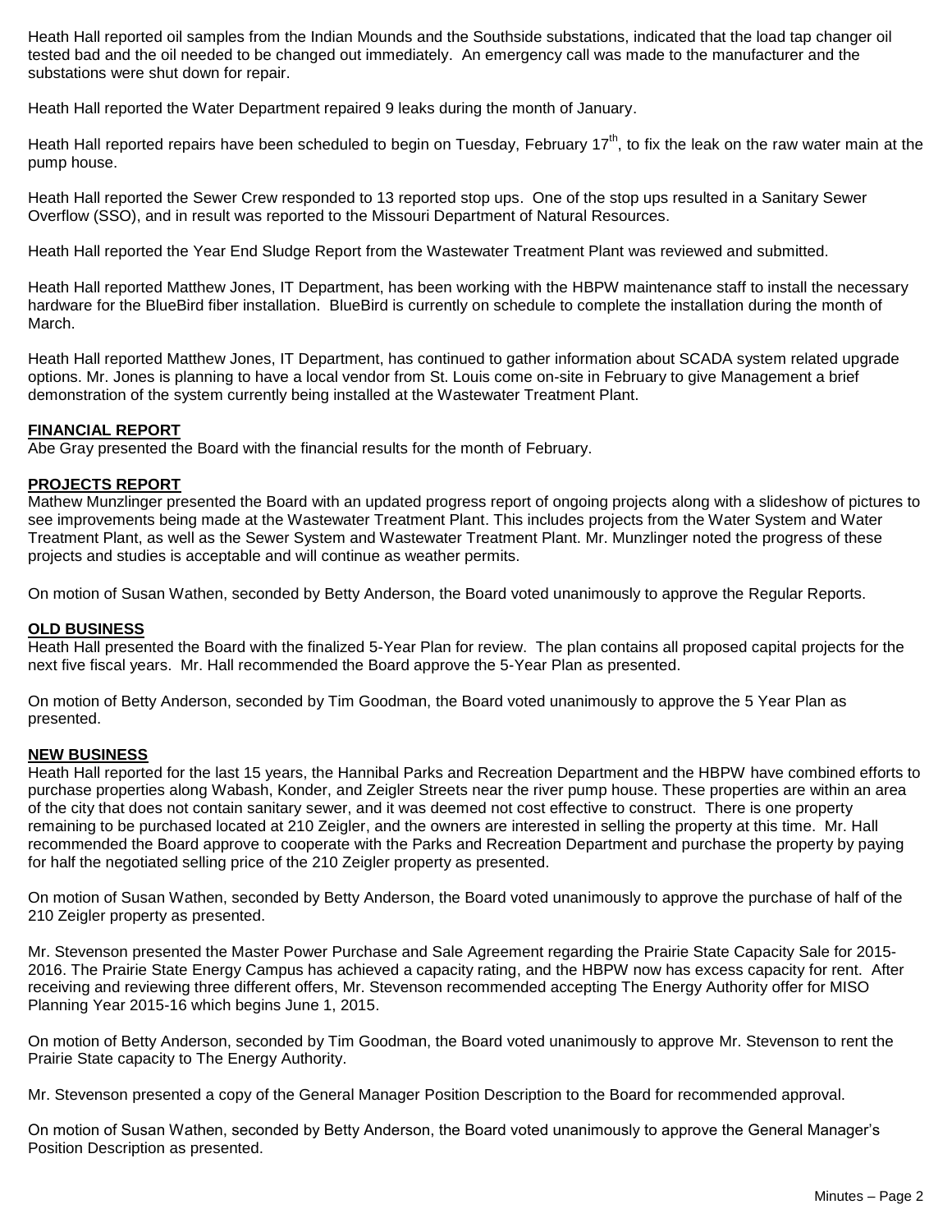Heath Hall reported oil samples from the Indian Mounds and the Southside substations, indicated that the load tap changer oil tested bad and the oil needed to be changed out immediately. An emergency call was made to the manufacturer and the substations were shut down for repair.

Heath Hall reported the Water Department repaired 9 leaks during the month of January.

Heath Hall reported repairs have been scheduled to begin on Tuesday, February 17th, to fix the leak on the raw water main at the pump house.

Heath Hall reported the Sewer Crew responded to 13 reported stop ups. One of the stop ups resulted in a Sanitary Sewer Overflow (SSO), and in result was reported to the Missouri Department of Natural Resources.

Heath Hall reported the Year End Sludge Report from the Wastewater Treatment Plant was reviewed and submitted.

Heath Hall reported Matthew Jones, IT Department, has been working with the HBPW maintenance staff to install the necessary hardware for the BlueBird fiber installation. BlueBird is currently on schedule to complete the installation during the month of March.

Heath Hall reported Matthew Jones, IT Department, has continued to gather information about SCADA system related upgrade options. Mr. Jones is planning to have a local vendor from St. Louis come on-site in February to give Management a brief demonstration of the system currently being installed at the Wastewater Treatment Plant.

**FINANCIAL REPORT**

Abe Gray presented the Board with the financial results for the month of February.

**PROJECTS REPORT**

Mathew Munzlinger presented the Board with an updated progress report of ongoing projects along with a slideshow of pictures to see improvements being made at the Wastewater Treatment Plant. This includes projects from the Water System and Water Treatment Plant, as well as the Sewer System and Wastewater Treatment Plant. Mr. Munzlinger noted the progress of these projects and studies is acceptable and will continue as weather permits.

On motion of Susan Wathen, seconded by Betty Anderson, the Board voted unanimously to approve the Regular Reports.

**OLD BUSINESS**

Heath Hall presented the Board with the finalized 5-Year Plan for review. The plan contains all proposed capital projects for the next five fiscal years. Mr. Hall recommended the Board approve the 5-Year Plan as presented.

On motion of Betty Anderson, seconded by Tim Goodman, the Board voted unanimously to approve the 5 Year Plan as presented.

**NEW BUSINESS**

Heath Hall reported for the last 15 years, the Hannibal Parks and Recreation Department and the HBPW have combined efforts to purchase properties along Wabash, Konder, and Zeigler Streets near the river pump house. These properties are within an area of the city that does not contain sanitary sewer, and it was deemed not cost effective to construct. There is one property remaining to be purchased located at 210 Zeigler, and the owners are interested in selling the property at this time. Mr. Hall recommended the Board approve to cooperate with the Parks and Recreation Department and purchase the property by paying for half the negotiated selling price of the 210 Zeigler property as presented.

On motion of Susan Wathen, seconded by Betty Anderson, the Board voted unanimously to approve the purchase of half of the 210 Zeigler property as presented.

Mr. Stevenson presented the Master Power Purchase and Sale Agreement regarding the Prairie State Capacity Sale for 2015-2016. The Prairie State Energy Campus has achieved a capacity rating, and the HBPW now has excess capacity for rent. After receiving and reviewing three different offers, Mr. Stevenson recommended accepting The Energy Authority offer for MISO Planning Year 2015-16 which begins June 1, 2015.

On motion of Betty Anderson, seconded by Tim Goodman, the Board voted unanimously to approve Mr. Stevenson to rent the Prairie State capacity to The Energy Authority.

Mr. Stevenson presented a copy of the General Manager Position Description to the Board for recommended approval.

On motion of Susan Wathen, seconded by Betty Anderson, the Board voted unanimously to approve the General Manager's Position Description as presented.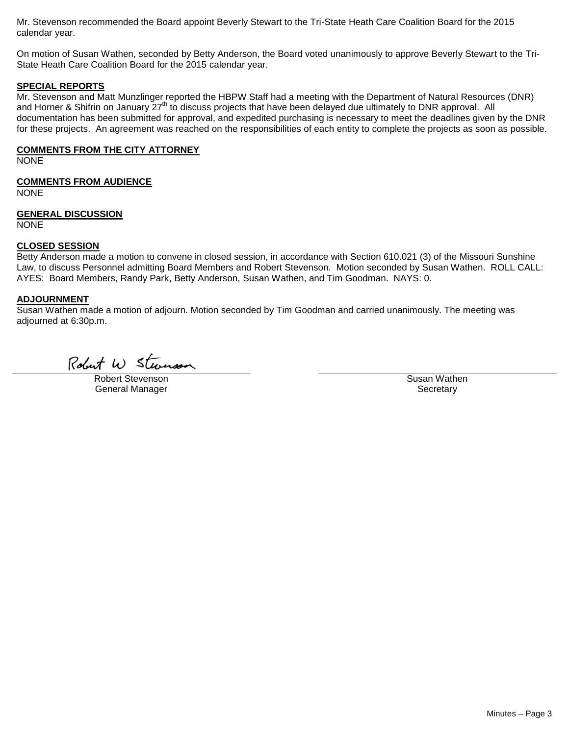Mr. Stevenson recommended the Board appoint Beverly Stewart to the Tri-State Heath Care Coalition Board for the 2015 calendar year.

On motion of Susan Wathen, seconded by Betty Anderson, the Board voted unanimously to approve Beverly Stewart to the Tri-State Heath Care Coalition Board for the 2015 calendar year.

**SPECIAL REPORTS**

Mr. Stevenson and Matt Munzlinger reported the HBPW Staff had a meeting with the Department of Natural Resources (DNR) and Horner & Shifrin on January 27th to discuss projects that have been delayed due ultimately to DNR approval. All documentation has been submitted for approval, and expedited purchasing is necessary to meet the deadlines given by the DNR for these projects. An agreement was reached on the responsibilities of each entity to complete the projects as soon as possible.

**COMMENTS FROM THE CITY ATTORNEY**

NONE

**COMMENTS FROM AUDIENCE**

NONE

**GENERAL DISCUSSION**

NONE

**CLOSED SESSION**

Betty Anderson made a motion to convene in closed session, in accordance with Section 610.021 (3) of the Missouri Sunshine Law, to discuss Personnel admitting Board Members and Robert Stevenson. Motion seconded by Susan Wathen. ROLL CALL: AYES: Board Members, Randy Park, Betty Anderson, Susan Wathen, and Tim Goodman. NAYS: 0.

**ADJOURNMENT**

Susan Wathen made a motion of adjourn. Motion seconded by Tim Goodman and carried unanimously. The meeting was adjourned at 6:30p.m.

Robert W Stevenson

Robert Stevenson
General Manager

Susan Wathen
Secretary